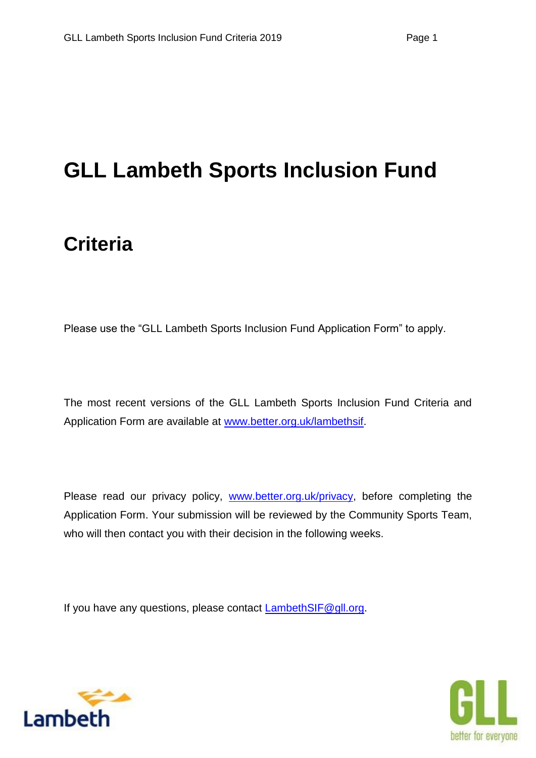# GLL Lambeth Sports Inclusion Fund

## Criteria

Please use the "GLL Lambeth Sports Inclusion Fund Application Form" to apply.

The most recent versions of the GLL Lambeth Sports Inclusion Fund Criteria and Application Form are available at www.better.org.uk/lambethsif.

Please read our privacy policy, www.better.org.uk/privacy, before completing the Application Form. Your submission will be reviewed by the Community Sports Team, who will then contact you with their decision in the following weeks.

If you have any questions, please contact LambethSIF@gll.org.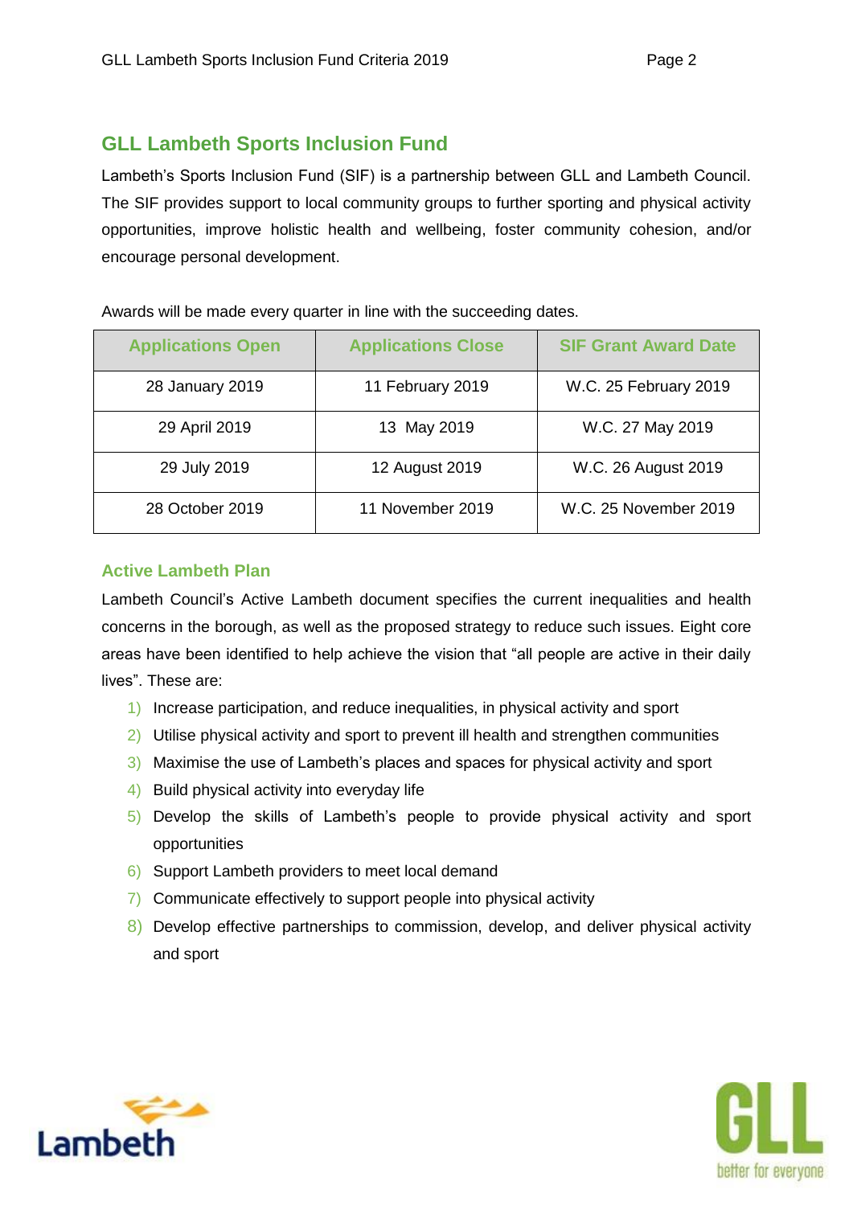## GLL Lambeth Sports Inclusion Fund

Lambeth's Sports Inclusion Fund (SIF) is a partnership between GLL and Lambeth Council. The SIF provides support to local community groups to further sporting and physical activity opportunities, improve holistic health and wellbeing, foster community cohesion, and/or encourage personal development.

Awards will be made every quarter in line with the succeeding dates.

| Applications Open | Applications Close | SIF Grant Award Date |
| --- | --- | --- |
| 28 January 2019 | 11 February 2019 | W.C. 25 February 2019 |
| 29 April 2019 | 13 May 2019 | W.C. 27 May 2019 |
| 29 July 2019 | 12 August 2019 | W.C. 26 August 2019 |
| 28 October 2019 | 11 November 2019 | W.C. 25 November 2019 |

### Active Lambeth Plan

Lambeth Council's Active Lambeth document specifies the current inequalities and health concerns in the borough, as well as the proposed strategy to reduce such issues. Eight core areas have been identified to help achieve the vision that "all people are active in their daily lives". These are:

1) Increase participation, and reduce inequalities, in physical activity and sport
2) Utilise physical activity and sport to prevent ill health and strengthen communities
3) Maximise the use of Lambeth's places and spaces for physical activity and sport
4) Build physical activity into everyday life
5) Develop the skills of Lambeth's people to provide physical activity and sport opportunities
6) Support Lambeth providers to meet local demand
7) Communicate effectively to support people into physical activity
8) Develop effective partnerships to commission, develop, and deliver physical activity and sport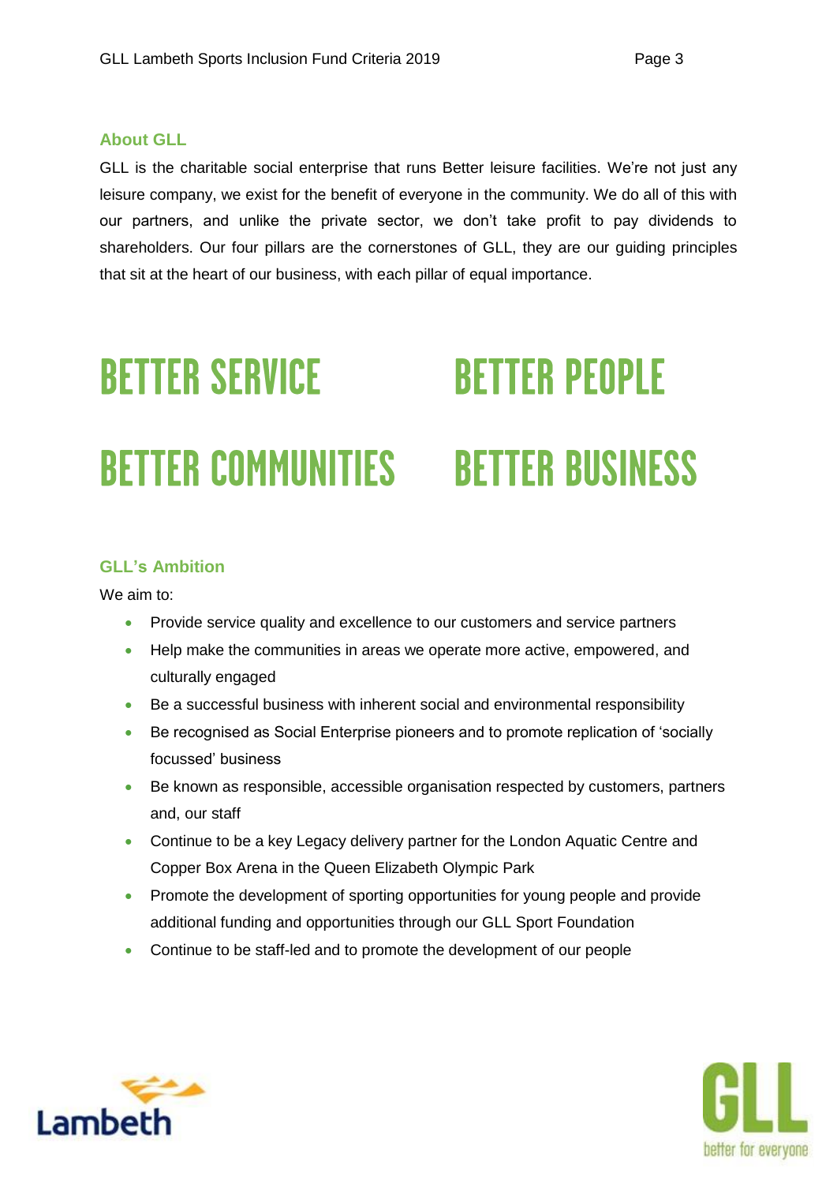## About GLL

GLL is the charitable social enterprise that runs Better leisure facilities. We're not just any leisure company, we exist for the benefit of everyone in the community. We do all of this with our partners, and unlike the private sector, we don't take profit to pay dividends to shareholders. Our four pillars are the cornerstones of GLL, they are our guiding principles that sit at the heart of our business, with each pillar of equal importance.

**BETTER SERVICE**

**BETTER PEOPLE**

**BETTER COMMUNITIES**

**BETTER BUSINESS**

## GLL's Ambition

We aim to:

- Provide service quality and excellence to our customers and service partners
- Help make the communities in areas we operate more active, empowered, and culturally engaged
- Be a successful business with inherent social and environmental responsibility
- Be recognised as Social Enterprise pioneers and to promote replication of 'socially focussed' business
- Be known as responsible, accessible organisation respected by customers, partners and, our staff
- Continue to be a key Legacy delivery partner for the London Aquatic Centre and Copper Box Arena in the Queen Elizabeth Olympic Park
- Promote the development of sporting opportunities for young people and provide additional funding and opportunities through our GLL Sport Foundation
- Continue to be staff-led and to promote the development of our people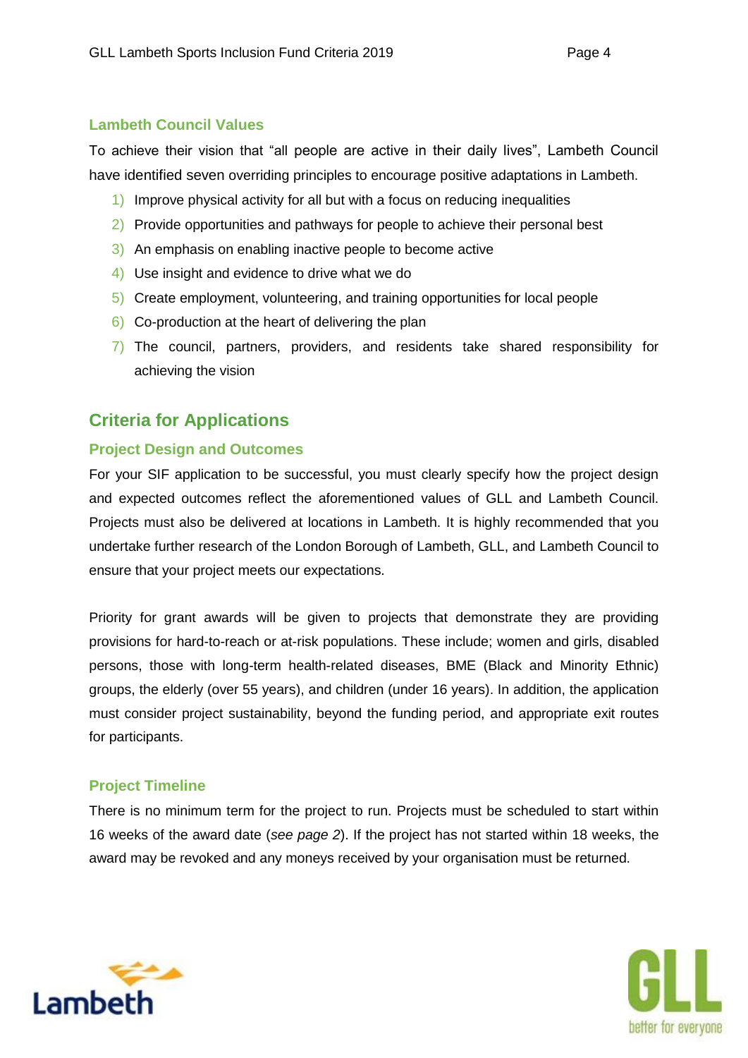### Lambeth Council Values

To achieve their vision that "all people are active in their daily lives", Lambeth Council have identified seven overriding principles to encourage positive adaptations in Lambeth.

1) Improve physical activity for all but with a focus on reducing inequalities
2) Provide opportunities and pathways for people to achieve their personal best
3) An emphasis on enabling inactive people to become active
4) Use insight and evidence to drive what we do
5) Create employment, volunteering, and training opportunities for local people
6) Co-production at the heart of delivering the plan
7) The council, partners, providers, and residents take shared responsibility for achieving the vision

## Criteria for Applications

### Project Design and Outcomes

For your SIF application to be successful, you must clearly specify how the project design and expected outcomes reflect the aforementioned values of GLL and Lambeth Council. Projects must also be delivered at locations in Lambeth. It is highly recommended that you undertake further research of the London Borough of Lambeth, GLL, and Lambeth Council to ensure that your project meets our expectations.

Priority for grant awards will be given to projects that demonstrate they are providing provisions for hard-to-reach or at-risk populations. These include; women and girls, disabled persons, those with long-term health-related diseases, BME (Black and Minority Ethnic) groups, the elderly (over 55 years), and children (under 16 years). In addition, the application must consider project sustainability, beyond the funding period, and appropriate exit routes for participants.

### Project Timeline

There is no minimum term for the project to run. Projects must be scheduled to start within 16 weeks of the award date (*see page 2*). If the project has not started within 18 weeks, the award may be revoked and any moneys received by your organisation must be returned.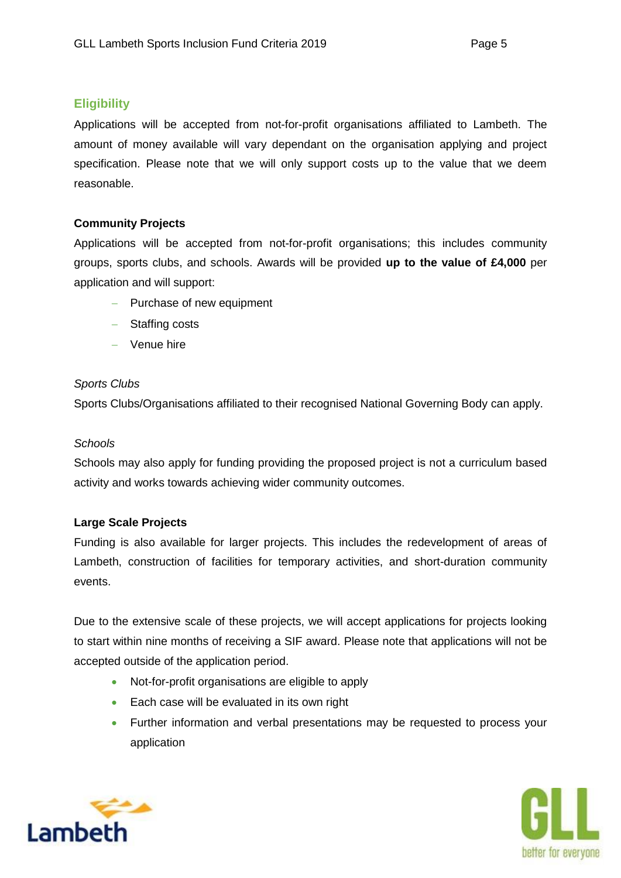## Eligibility

Applications will be accepted from not-for-profit organisations affiliated to Lambeth. The amount of money available will vary dependant on the organisation applying and project specification. Please note that we will only support costs up to the value that we deem reasonable.

### Community Projects

Applications will be accepted from not-for-profit organisations; this includes community groups, sports clubs, and schools. Awards will be provided **up to the value of £4,000** per application and will support:

- Purchase of new equipment
- Staffing costs
- Venue hire

*Sports Clubs*

Sports Clubs/Organisations affiliated to their recognised National Governing Body can apply.

*Schools*

Schools may also apply for funding providing the proposed project is not a curriculum based activity and works towards achieving wider community outcomes.

### Large Scale Projects

Funding is also available for larger projects. This includes the redevelopment of areas of Lambeth, construction of facilities for temporary activities, and short-duration community events.

Due to the extensive scale of these projects, we will accept applications for projects looking to start within nine months of receiving a SIF award. Please note that applications will not be accepted outside of the application period.

- Not-for-profit organisations are eligible to apply
- Each case will be evaluated in its own right
- Further information and verbal presentations may be requested to process your application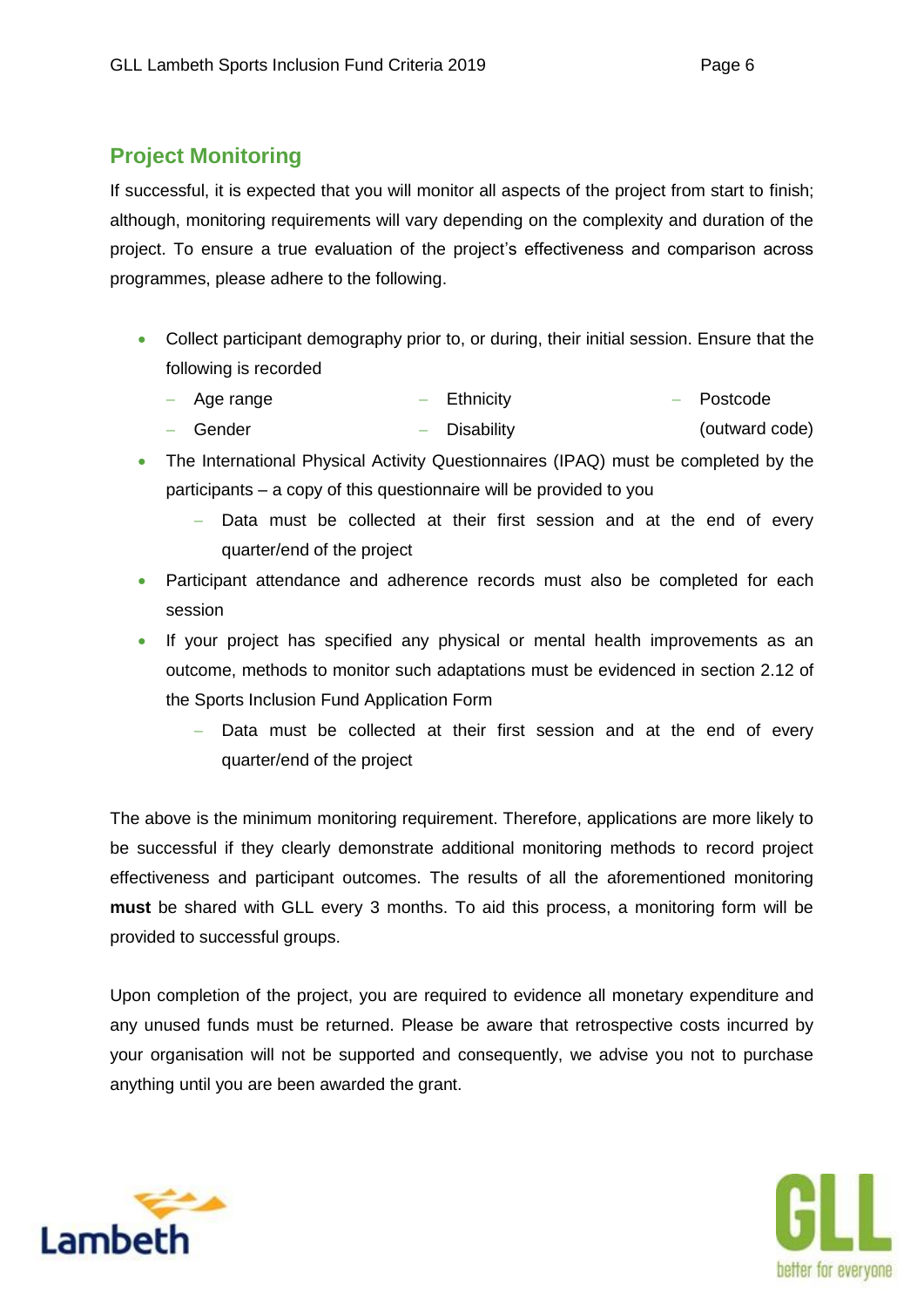## Project Monitoring

If successful, it is expected that you will monitor all aspects of the project from start to finish; although, monitoring requirements will vary depending on the complexity and duration of the project. To ensure a true evaluation of the project's effectiveness and comparison across programmes, please adhere to the following.

- Collect participant demography prior to, or during, their initial session. Ensure that the following is recorded
  - Age range
  - Gender
  - Ethnicity
  - Disability
  - Postcode (outward code)
- The International Physical Activity Questionnaires (IPAQ) must be completed by the participants – a copy of this questionnaire will be provided to you
  - Data must be collected at their first session and at the end of every quarter/end of the project
- Participant attendance and adherence records must also be completed for each session
- If your project has specified any physical or mental health improvements as an outcome, methods to monitor such adaptations must be evidenced in section 2.12 of the Sports Inclusion Fund Application Form
  - Data must be collected at their first session and at the end of every quarter/end of the project

The above is the minimum monitoring requirement. Therefore, applications are more likely to be successful if they clearly demonstrate additional monitoring methods to record project effectiveness and participant outcomes. The results of all the aforementioned monitoring **must** be shared with GLL every 3 months. To aid this process, a monitoring form will be provided to successful groups.

Upon completion of the project, you are required to evidence all monetary expenditure and any unused funds must be returned. Please be aware that retrospective costs incurred by your organisation will not be supported and consequently, we advise you not to purchase anything until you are been awarded the grant.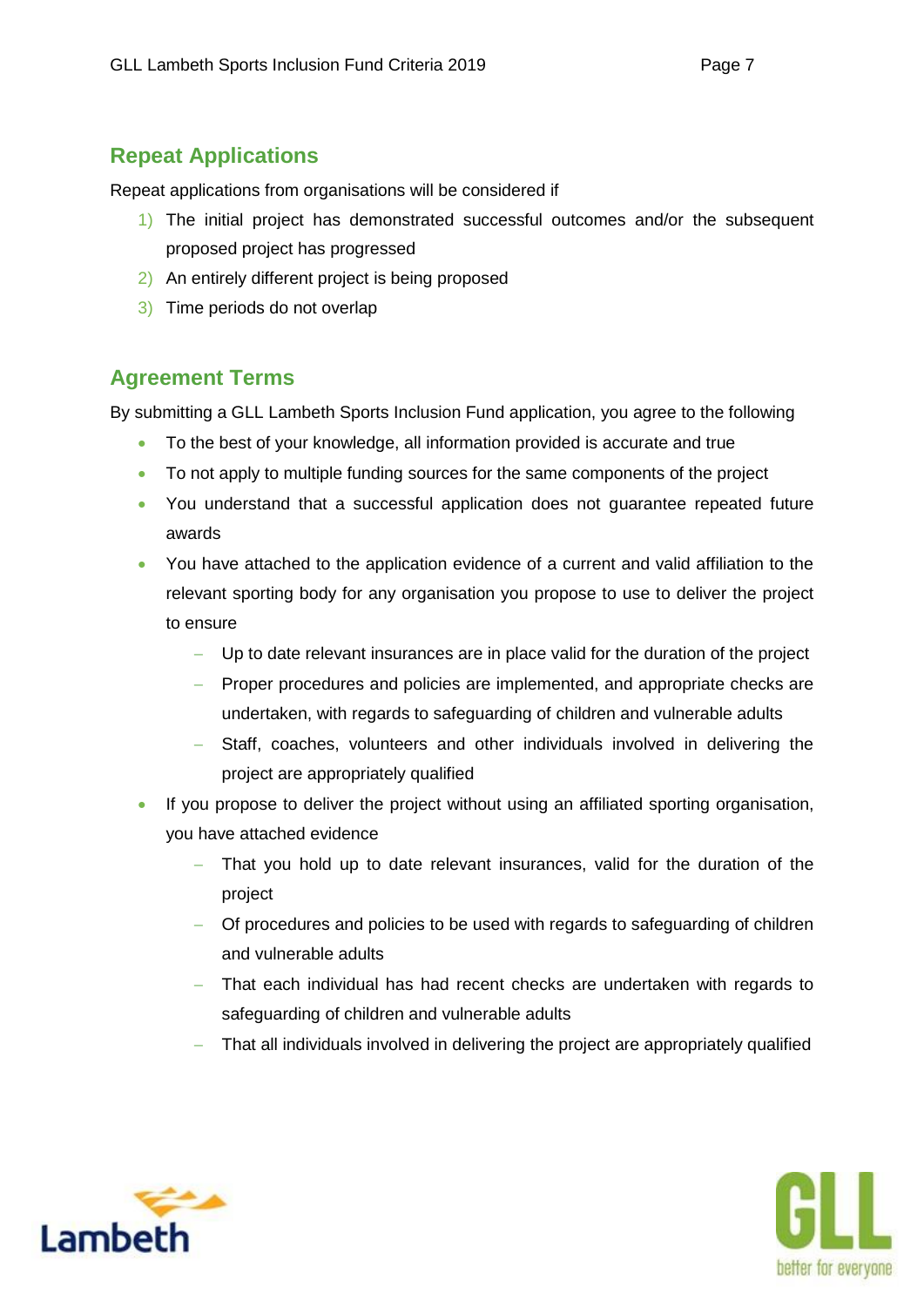## Repeat Applications

Repeat applications from organisations will be considered if

1) The initial project has demonstrated successful outcomes and/or the subsequent proposed project has progressed
2) An entirely different project is being proposed
3) Time periods do not overlap

## Agreement Terms

By submitting a GLL Lambeth Sports Inclusion Fund application, you agree to the following

- To the best of your knowledge, all information provided is accurate and true
- To not apply to multiple funding sources for the same components of the project
- You understand that a successful application does not guarantee repeated future awards
- You have attached to the application evidence of a current and valid affiliation to the relevant sporting body for any organisation you propose to use to deliver the project to ensure
  - Up to date relevant insurances are in place valid for the duration of the project
  - Proper procedures and policies are implemented, and appropriate checks are undertaken, with regards to safeguarding of children and vulnerable adults
  - Staff, coaches, volunteers and other individuals involved in delivering the project are appropriately qualified
- If you propose to deliver the project without using an affiliated sporting organisation, you have attached evidence
  - That you hold up to date relevant insurances, valid for the duration of the project
  - Of procedures and policies to be used with regards to safeguarding of children and vulnerable adults
  - That each individual has had recent checks are undertaken with regards to safeguarding of children and vulnerable adults
  - That all individuals involved in delivering the project are appropriately qualified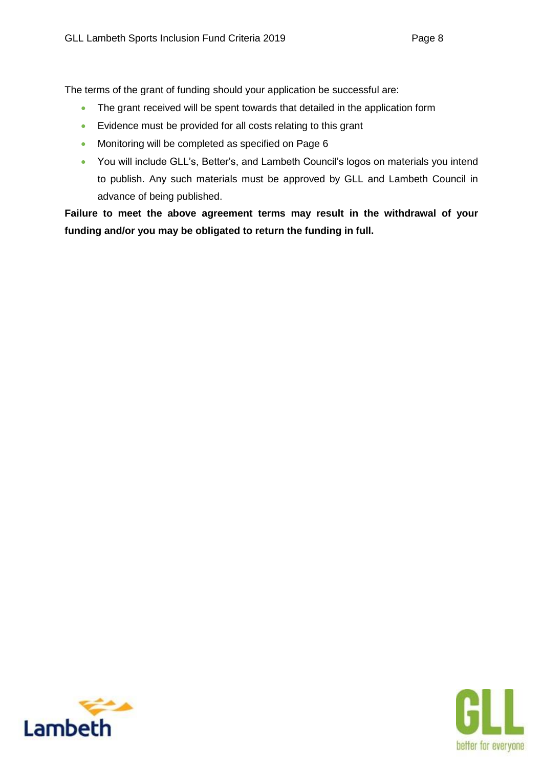The terms of the grant of funding should your application be successful are:

- The grant received will be spent towards that detailed in the application form
- Evidence must be provided for all costs relating to this grant
- Monitoring will be completed as specified on Page 6
- You will include GLL's, Better's, and Lambeth Council's logos on materials you intend to publish. Any such materials must be approved by GLL and Lambeth Council in advance of being published.

**Failure to meet the above agreement terms may result in the withdrawal of your funding and/or you may be obligated to return the funding in full.**